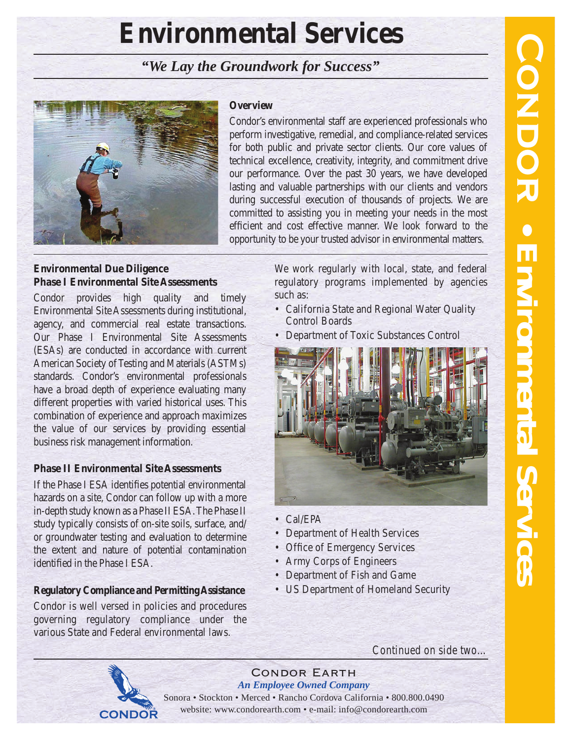# Environmental Services

*"We Lay the Groundwork for Success"*

**Overview**

Condor's environmental staff are experienced professionals who perform investigative, remedial, and compliance-related services for both public and private sector clients. Our core values of technical excellence, creativity, integrity, and commitment drive our performance. Over the past 30 years, we have developed lasting and valuable partnerships with our clients and vendors during successful execution of thousands of projects. We are committed to assisting you in meeting your needs in the most efficient and cost effective manner. We look forward to the opportunity to be your trusted advisor in environmental matters.

**Environmental Due Diligence**
**Phase I Environmental Site Assessments**

Condor provides high quality and timely Environmental Site Assessments during institutional, agency, and commercial real estate transactions. Our Phase I Environmental Site Assessments (ESAs) are conducted in accordance with current American Society of Testing and Materials (ASTMs) standards. Condor's environmental professionals have a broad depth of experience evaluating many different properties with varied historical uses. This combination of experience and approach maximizes the value of our services by providing essential business risk management information.

**Phase II Environmental Site Assessments**

If the Phase I ESA identifies potential environmental hazards on a site, Condor can follow up with a more in-depth study known as a Phase II ESA. The Phase II study typically consists of on-site soils, surface, and/or groundwater testing and evaluation to determine the extent and nature of potential contamination identified in the Phase I ESA.

**Regulatory Compliance and Permitting Assistance**

Condor is well versed in policies and procedures governing regulatory compliance under the various State and Federal environmental laws.

We work regularly with local, state, and federal regulatory programs implemented by agencies such as:

- California State and Regional Water Quality Control Boards
- Department of Toxic Substances Control
- Cal/EPA
- Department of Health Services
- Office of Emergency Services
- Army Corps of Engineers
- Department of Fish and Game
- US Department of Homeland Security

Continued on side two...

CONDOR EARTH
*An Employee Owned Company*
Sonora • Stockton • Merced • Rancho Cordova California • 800.800.0490
website: www.condorearth.com • e-mail: info@condorearth.com

CONDOR • Environmental Services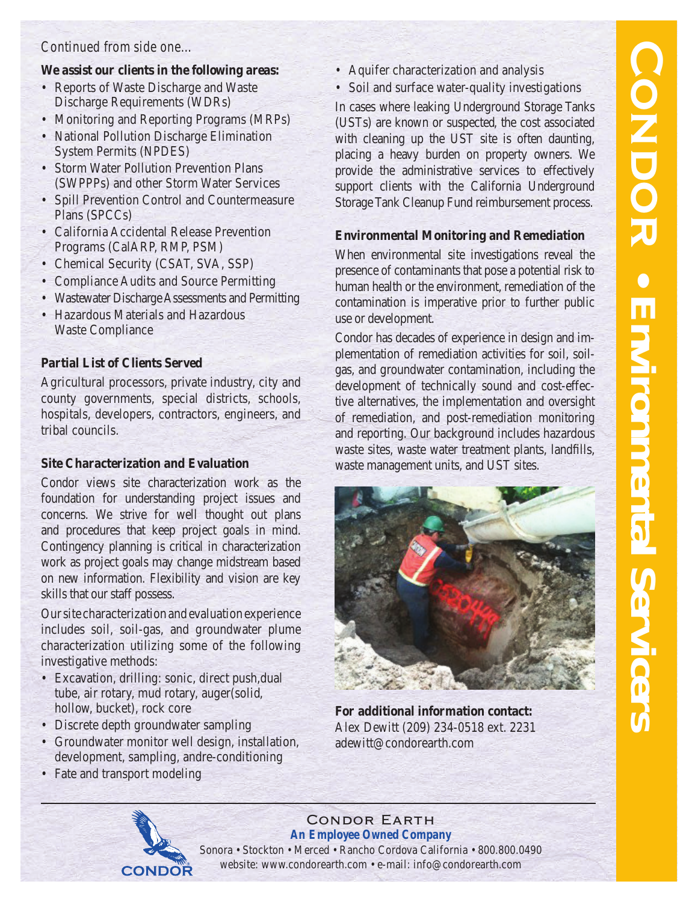Continued from side one...

**We assist our clients in the following areas:**

- Reports of Waste Discharge and Waste Discharge Requirements (WDRs)
- Monitoring and Reporting Programs (MRPs)
- National Pollution Discharge Elimination System Permits (NPDES)
- Storm Water Pollution Prevention Plans (SWPPPs) and other Storm Water Services
- Spill Prevention Control and Countermeasure Plans (SPCCs)
- California Accidental Release Prevention Programs (CalARP, RMP, PSM)
- Chemical Security (CSAT, SVA, SSP)
- Compliance Audits and Source Permitting
- Wastewater Discharge Assessments and Permitting
- Hazardous Materials and Hazardous Waste Compliance

**Partial List of Clients Served**

Agricultural processors, private industry, city and county governments, special districts, schools, hospitals, developers, contractors, engineers, and tribal councils.

**Site Characterization and Evaluation**

Condor views site characterization work as the foundation for understanding project issues and concerns. We strive for well thought out plans and procedures that keep project goals in mind. Contingency planning is critical in characterization work as project goals may change midstream based on new information. Flexibility and vision are key skills that our staff possess.

Our site characterization and evaluation experience includes soil, soil-gas, and groundwater plume characterization utilizing some of the following investigative methods:

- Excavation, drilling: sonic, direct push,dual tube, air rotary, mud rotary, auger(solid, hollow, bucket), rock core
- Discrete depth groundwater sampling
- Groundwater monitor well design, installation, development, sampling, andre-conditioning
- Fate and transport modeling
- Aquifer characterization and analysis
- Soil and surface water-quality investigations

In cases where leaking Underground Storage Tanks (USTs) are known or suspected, the cost associated with cleaning up the UST site is often daunting, placing a heavy burden on property owners. We provide the administrative services to effectively support clients with the California Underground Storage Tank Cleanup Fund reimbursement process.

**Environmental Monitoring and Remediation**

When environmental site investigations reveal the presence of contaminants that pose a potential risk to human health or the environment, remediation of the contamination is imperative prior to further public use or development.

Condor has decades of experience in design and implementation of remediation activities for soil, soil-gas, and groundwater contamination, including the development of technically sound and cost-effective alternatives, the implementation and oversight of remediation, and post-remediation monitoring and reporting. Our background includes hazardous waste sites, waste water treatment plants, landfills, waste management units, and UST sites.

**For additional information contact:**
Alex Dewitt (209) 234-0518 ext. 2231
adewitt@condorearth.com

CONDOR • Environmental Servicers

CONDOR

CONDOR EARTH
**An Employee Owned Company**
Sonora • Stockton • Merced • Rancho Cordova California • 800.800.0490
website: www.condorearth.com • e-mail: info@condorearth.com